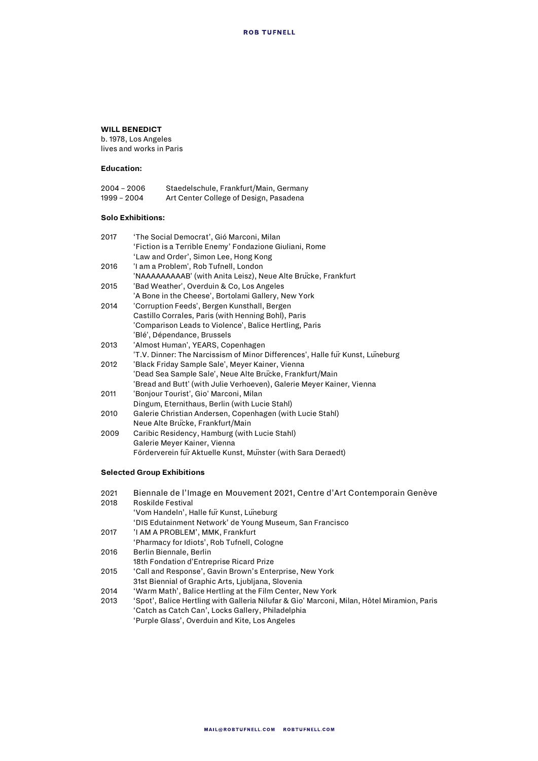**WILL BENEDICT**
b. 1978, Los Angeles
lives and works in Paris

**Education:**

2004 – 2006 Staedelschule, Frankfurt/Main, Germany
1999 – 2004 Art Center College of Design, Pasadena

**Solo Exhibitions:**

2017 'The Social Democrat', Gió Marconi, Milan
'Fiction is a Terrible Enemy' Fondazione Giuliani, Rome
'Law and Order', Simon Lee, Hong Kong
2016 'I am a Problem', Rob Tufnell, London
'NAAAAAAAAAB' (with Anita Leisz), Neue Alte Brücke, Frankfurt
2015 'Bad Weather', Overduin & Co, Los Angeles
'A Bone in the Cheese', Bortolami Gallery, New York
2014 'Corruption Feeds', Bergen Kunsthall, Bergen
Castillo Corrales, Paris (with Henning Bohl), Paris
'Comparison Leads to Violence', Balice Hertling, Paris
'Blé', Dépendance, Brussels
2013 'Almost Human', YEARS, Copenhagen
'T.V. Dinner: The Narcissism of Minor Differences', Halle für Kunst, Lüneburg
2012 'Black Friday Sample Sale', Meyer Kainer, Vienna
'Dead Sea Sample Sale', Neue Alte Brücke, Frankfurt/Main
'Bread and Butt' (with Julie Verhoeven), Galerie Meyer Kainer, Vienna
2011 'Bonjour Tourist', Gio' Marconi, Milan
Dingum, Eternithaus, Berlin (with Lucie Stahl)
2010 Galerie Christian Andersen, Copenhagen (with Lucie Stahl)
Neue Alte Brücke, Frankfurt/Main
2009 Caribic Residency, Hamburg (with Lucie Stahl)
Galerie Meyer Kainer, Vienna
Förderverein für Aktuelle Kunst, Münster (with Sara Deraedt)

**Selected Group Exhibitions**

2021 Biennale de l'Image en Mouvement 2021, Centre d'Art Contemporain Genève
2018 Roskilde Festival
'Vom Handeln', Halle für Kunst, Lüneburg
'DIS Edutainment Network' de Young Museum, San Francisco
2017 'I AM A PROBLEM', MMK, Frankfurt
'Pharmacy for Idiots', Rob Tufnell, Cologne
2016 Berlin Biennale, Berlin
18th Fondation d'Entreprise Ricard Prize
2015 'Call and Response', Gavin Brown's Enterprise, New York
31st Biennial of Graphic Arts, Ljubljana, Slovenia
2014 'Warm Math', Balice Hertling at the Film Center, New York
2013 'Spot', Balice Hertling with Galleria Nilufar & Gio' Marconi, Milan, Hôtel Miramion, Paris
'Catch as Catch Can', Locks Gallery, Philadelphia
'Purple Glass', Overduin and Kite, Los Angeles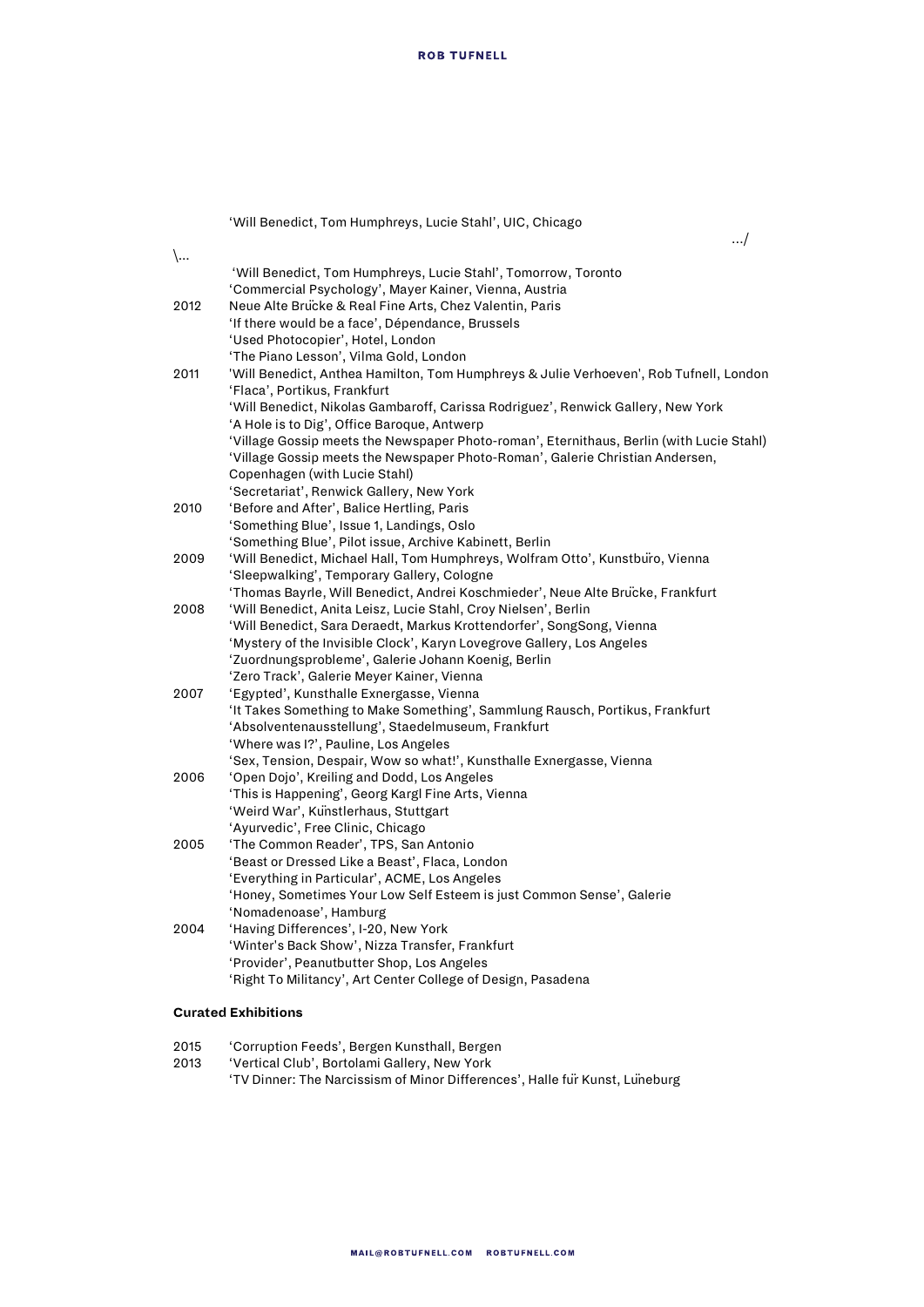'Will Benedict, Tom Humphreys, Lucie Stahl', UIC, Chicago

.../

\...

'Will Benedict, Tom Humphreys, Lucie Stahl', Tomorrow, Toronto
'Commercial Psychology', Mayer Kainer, Vienna, Austria

2012 Neue Alte Brücke & Real Fine Arts, Chez Valentin, Paris
'If there would be a face', Dépendance, Brussels
'Used Photocopier', Hotel, London
'The Piano Lesson', Vilma Gold, London

2011 'Will Benedict, Anthea Hamilton, Tom Humphreys & Julie Verhoeven', Rob Tufnell, London
'Flaca', Portikus, Frankfurt
'Will Benedict, Nikolas Gambaroff, Carissa Rodriguez', Renwick Gallery, New York
'A Hole is to Dig', Office Baroque, Antwerp
'Village Gossip meets the Newspaper Photo-roman', Eternithaus, Berlin (with Lucie Stahl)
'Village Gossip meets the Newspaper Photo-Roman', Galerie Christian Andersen, Copenhagen (with Lucie Stahl)
'Secretariat', Renwick Gallery, New York

2010 'Before and After', Balice Hertling, Paris
'Something Blue', Issue 1, Landings, Oslo
'Something Blue', Pilot issue, Archive Kabinett, Berlin

2009 'Will Benedict, Michael Hall, Tom Humphreys, Wolfram Otto', Kunstbüro, Vienna
'Sleepwalking', Temporary Gallery, Cologne
'Thomas Bayrle, Will Benedict, Andrei Koschmieder', Neue Alte Brücke, Frankfurt

2008 'Will Benedict, Anita Leisz, Lucie Stahl, Croy Nielsen', Berlin
'Will Benedict, Sara Deraedt, Markus Krottendorfer', SongSong, Vienna
'Mystery of the Invisible Clock', Karyn Lovegrove Gallery, Los Angeles
'Zuordnungsprobleme', Galerie Johann Koenig, Berlin
'Zero Track', Galerie Meyer Kainer, Vienna

2007 'Egypted', Kunsthalle Exnergasse, Vienna
'It Takes Something to Make Something', Sammlung Rausch, Portikus, Frankfurt
'Absolventenausstellung', Staedelmuseum, Frankfurt
'Where was I?', Pauline, Los Angeles
'Sex, Tension, Despair, Wow so what!', Kunsthalle Exnergasse, Vienna

2006 'Open Dojo', Kreiling and Dodd, Los Angeles
'This is Happening', Georg Kargl Fine Arts, Vienna
'Weird War', Künstlerhaus, Stuttgart
'Ayurvedic', Free Clinic, Chicago

2005 'The Common Reader', TPS, San Antonio
'Beast or Dressed Like a Beast', Flaca, London
'Everything in Particular', ACME, Los Angeles
'Honey, Sometimes Your Low Self Esteem is just Common Sense', Galerie 'Nomadenoase', Hamburg

2004 'Having Differences', I-20, New York
'Winter's Back Show', Nizza Transfer, Frankfurt
'Provider', Peanutbutter Shop, Los Angeles
'Right To Militancy', Art Center College of Design, Pasadena

**Curated Exhibitions**

2015 'Corruption Feeds', Bergen Kunsthall, Bergen

2013 'Vertical Club', Bortolami Gallery, New York
'TV Dinner: The Narcissism of Minor Differences', Halle für Kunst, Lüneburg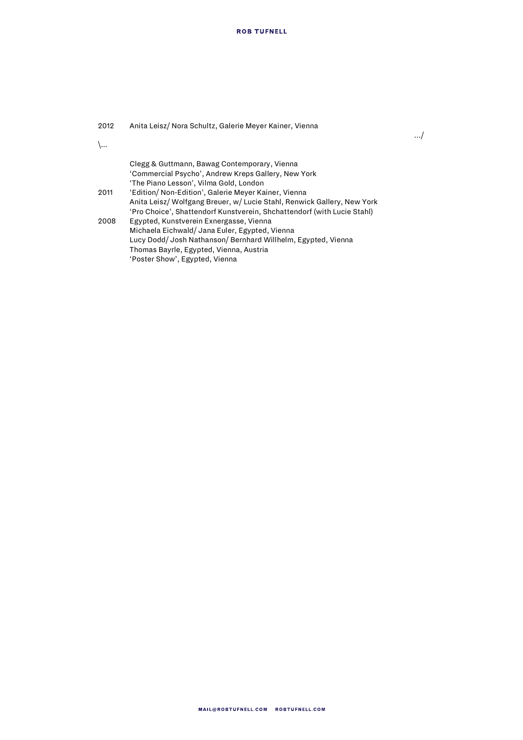2012 Anita Leisz/ Nora Schultz, Galerie Meyer Kainer, Vienna

…/

\…

Clegg & Guttmann, Bawag Contemporary, Vienna
'Commercial Psycho', Andrew Kreps Gallery, New York
'The Piano Lesson', Vilma Gold, London

2011 'Edition/ Non-Edition', Galerie Meyer Kainer, Vienna
Anita Leisz/ Wolfgang Breuer, w/ Lucie Stahl, Renwick Gallery, New York
'Pro Choice', Shattendorf Kunstverein, Shchattendorf (with Lucie Stahl)

2008 Egypted, Kunstverein Exnergasse, Vienna
Michaela Eichwald/ Jana Euler, Egypted, Vienna
Lucy Dodd/ Josh Nathanson/ Bernhard Willhelm, Egypted, Vienna
Thomas Bayrle, Egypted, Vienna, Austria
'Poster Show', Egypted, Vienna